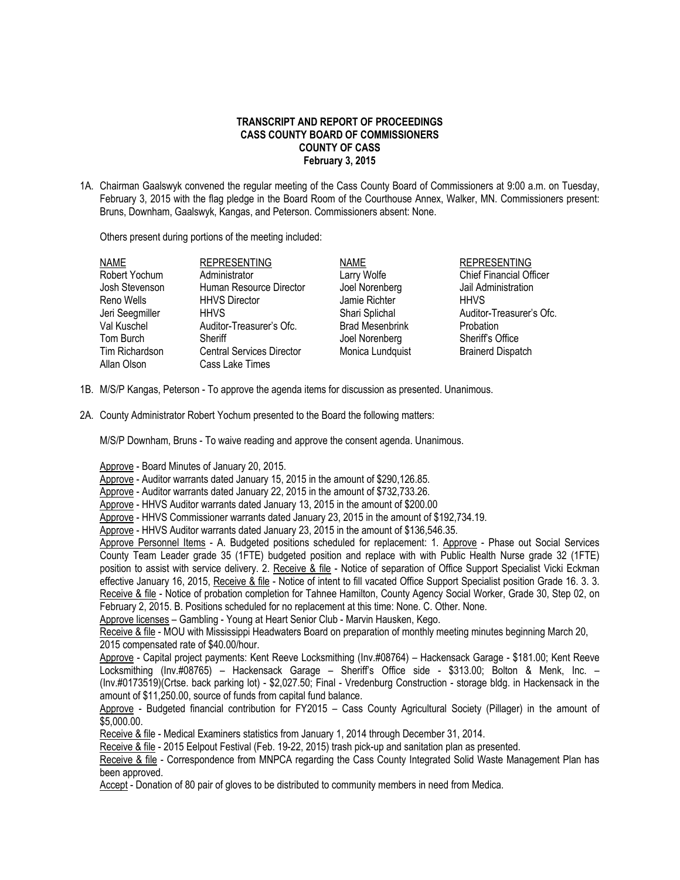**TRANSCRIPT AND REPORT OF PROCEEDINGS**
**CASS COUNTY BOARD OF COMMISSIONERS**
**COUNTY OF CASS**
**February 3, 2015**

1A. Chairman Gaalswyk convened the regular meeting of the Cass County Board of Commissioners at 9:00 a.m. on Tuesday, February 3, 2015 with the flag pledge in the Board Room of the Courthouse Annex, Walker, MN. Commissioners present: Bruns, Downham, Gaalswyk, Kangas, and Peterson. Commissioners absent: None.

Others present during portions of the meeting included:

| NAME | REPRESENTING | NAME | REPRESENTING |
|---|---|---|---|
| Robert Yochum | Administrator | Larry Wolfe | Chief Financial Officer |
| Josh Stevenson | Human Resource Director | Joel Norenberg | Jail Administration |
| Reno Wells | HHVS Director | Jamie Richter | HHVS |
| Jeri Seegmiller | HHVS | Shari Splichal | Auditor-Treasurer's Ofc. |
| Val Kuschel | Auditor-Treasurer's Ofc. | Brad Mesenbrink | Probation |
| Tom Burch | Sheriff | Joel Norenberg | Sheriff's Office |
| Tim Richardson | Central Services Director | Monica Lundquist | Brainerd Dispatch |
| Allan Olson | Cass Lake Times | | |

1B. M/S/P Kangas, Peterson - To approve the agenda items for discussion as presented. Unanimous.

2A. County Administrator Robert Yochum presented to the Board the following matters:

M/S/P Downham, Bruns - To waive reading and approve the consent agenda. Unanimous.

Approve - Board Minutes of January 20, 2015.
Approve - Auditor warrants dated January 15, 2015 in the amount of $290,126.85.
Approve - Auditor warrants dated January 22, 2015 in the amount of $732,733.26.
Approve - HHVS Auditor warrants dated January 13, 2015 in the amount of $200.00
Approve - HHVS Commissioner warrants dated January 23, 2015 in the amount of $192,734.19.
Approve - HHVS Auditor warrants dated January 23, 2015 in the amount of $136,546.35.
Approve Personnel Items - A. Budgeted positions scheduled for replacement: 1. Approve - Phase out Social Services County Team Leader grade 35 (1FTE) budgeted position and replace with with Public Health Nurse grade 32 (1FTE) position to assist with service delivery. 2. Receive & file - Notice of separation of Office Support Specialist Vicki Eckman effective January 16, 2015, Receive & file - Notice of intent to fill vacated Office Support Specialist position Grade 16. 3. 3. Receive & file - Notice of probation completion for Tahnee Hamilton, County Agency Social Worker, Grade 30, Step 02, on February 2, 2015. B. Positions scheduled for no replacement at this time: None. C. Other. None.
Approve licenses – Gambling - Young at Heart Senior Club - Marvin Hausken, Kego.
Receive & file - MOU with Mississippi Headwaters Board on preparation of monthly meeting minutes beginning March 20, 2015 compensated rate of $40.00/hour.
Approve - Capital project payments: Kent Reeve Locksmithing (Inv.#08764) – Hackensack Garage - $181.00; Kent Reeve Locksmithing (Inv.#08765) – Hackensack Garage – Sheriff's Office side - $313.00; Bolton & Menk, Inc. – (Inv.#0173519)(Crtse. back parking lot) - $2,027.50; Final - Vredenburg Construction - storage bldg. in Hackensack in the amount of $11,250.00, source of funds from capital fund balance.
Approve - Budgeted financial contribution for FY2015 – Cass County Agricultural Society (Pillager) in the amount of $5,000.00.
Receive & file - Medical Examiners statistics from January 1, 2014 through December 31, 2014.
Receive & file - 2015 Eelpout Festival (Feb. 19-22, 2015) trash pick-up and sanitation plan as presented.
Receive & file - Correspondence from MNPCA regarding the Cass County Integrated Solid Waste Management Plan has been approved.
Accept - Donation of 80 pair of gloves to be distributed to community members in need from Medica.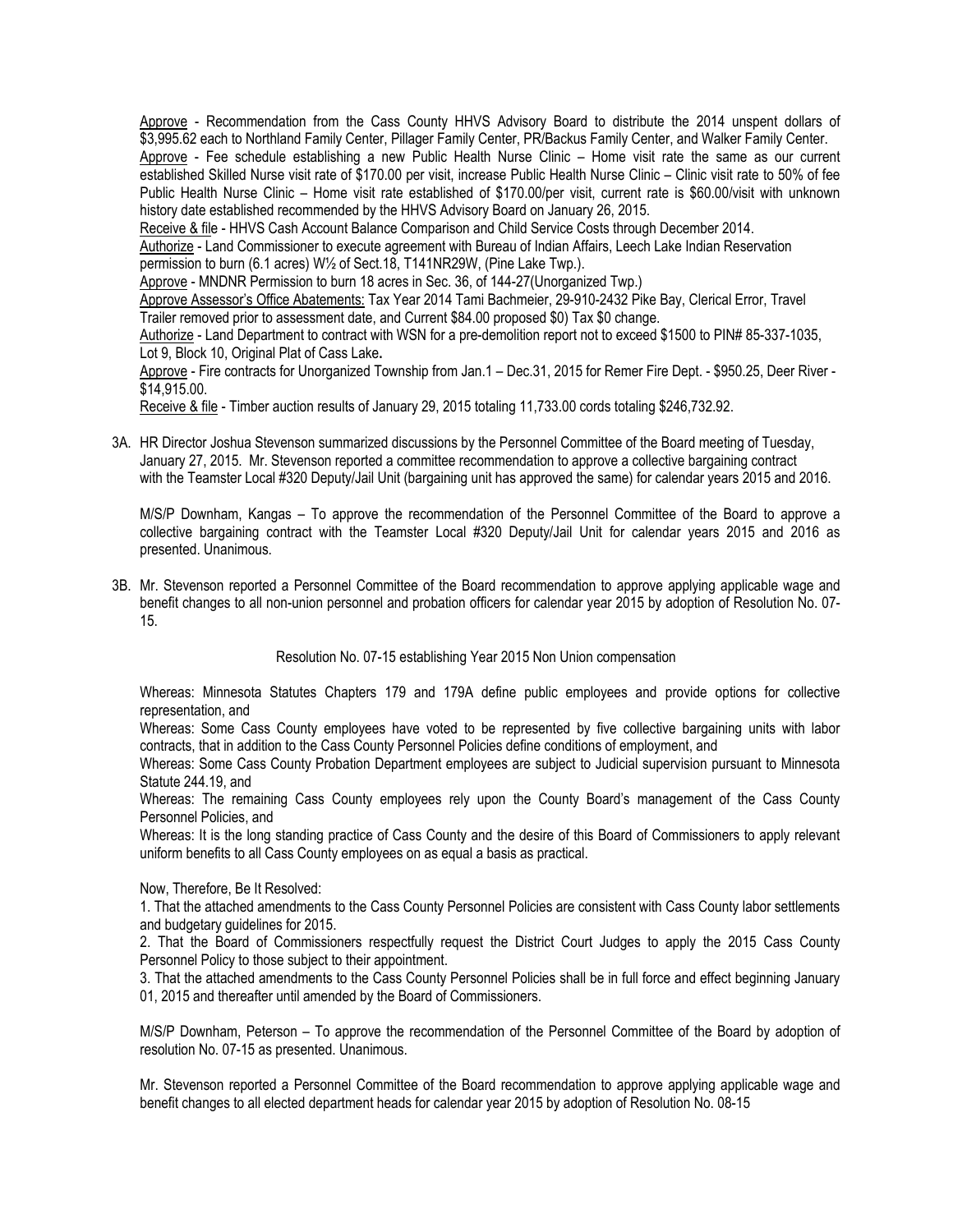Approve - Recommendation from the Cass County HHVS Advisory Board to distribute the 2014 unspent dollars of $3,995.62 each to Northland Family Center, Pillager Family Center, PR/Backus Family Center, and Walker Family Center.

Approve - Fee schedule establishing a new Public Health Nurse Clinic – Home visit rate the same as our current established Skilled Nurse visit rate of $170.00 per visit, increase Public Health Nurse Clinic – Clinic visit rate to 50% of fee Public Health Nurse Clinic – Home visit rate established of $170.00/per visit, current rate is $60.00/visit with unknown history date established recommended by the HHVS Advisory Board on January 26, 2015.

Receive & file - HHVS Cash Account Balance Comparison and Child Service Costs through December 2014.

Authorize - Land Commissioner to execute agreement with Bureau of Indian Affairs, Leech Lake Indian Reservation permission to burn (6.1 acres) W½ of Sect.18, T141NR29W, (Pine Lake Twp.).

Approve - MNDNR Permission to burn 18 acres in Sec. 36, of 144-27(Unorganized Twp.)

Approve Assessor's Office Abatements: Tax Year 2014 Tami Bachmeier, 29-910-2432 Pike Bay, Clerical Error, Travel Trailer removed prior to assessment date, and Current $84.00 proposed $0) Tax $0 change.

Authorize - Land Department to contract with WSN for a pre-demolition report not to exceed $1500 to PIN# 85-337-1035, Lot 9, Block 10, Original Plat of Cass Lake**.**

Approve - Fire contracts for Unorganized Township from Jan.1 – Dec.31, 2015 for Remer Fire Dept. - $950.25, Deer River - $14,915.00.

Receive & file - Timber auction results of January 29, 2015 totaling 11,733.00 cords totaling $246,732.92.

3A. HR Director Joshua Stevenson summarized discussions by the Personnel Committee of the Board meeting of Tuesday, January 27, 2015. Mr. Stevenson reported a committee recommendation to approve a collective bargaining contract with the Teamster Local #320 Deputy/Jail Unit (bargaining unit has approved the same) for calendar years 2015 and 2016.

M/S/P Downham, Kangas – To approve the recommendation of the Personnel Committee of the Board to approve a collective bargaining contract with the Teamster Local #320 Deputy/Jail Unit for calendar years 2015 and 2016 as presented. Unanimous.

3B. Mr. Stevenson reported a Personnel Committee of the Board recommendation to approve applying applicable wage and benefit changes to all non-union personnel and probation officers for calendar year 2015 by adoption of Resolution No. 07-15.

Resolution No. 07-15 establishing Year 2015 Non Union compensation

Whereas: Minnesota Statutes Chapters 179 and 179A define public employees and provide options for collective representation, and

Whereas: Some Cass County employees have voted to be represented by five collective bargaining units with labor contracts, that in addition to the Cass County Personnel Policies define conditions of employment, and

Whereas: Some Cass County Probation Department employees are subject to Judicial supervision pursuant to Minnesota Statute 244.19, and

Whereas: The remaining Cass County employees rely upon the County Board's management of the Cass County Personnel Policies, and

Whereas: It is the long standing practice of Cass County and the desire of this Board of Commissioners to apply relevant uniform benefits to all Cass County employees on as equal a basis as practical.

Now, Therefore, Be It Resolved:

1. That the attached amendments to the Cass County Personnel Policies are consistent with Cass County labor settlements and budgetary guidelines for 2015.
2. That the Board of Commissioners respectfully request the District Court Judges to apply the 2015 Cass County Personnel Policy to those subject to their appointment.
3. That the attached amendments to the Cass County Personnel Policies shall be in full force and effect beginning January 01, 2015 and thereafter until amended by the Board of Commissioners.

M/S/P Downham, Peterson – To approve the recommendation of the Personnel Committee of the Board by adoption of resolution No. 07-15 as presented. Unanimous.

Mr. Stevenson reported a Personnel Committee of the Board recommendation to approve applying applicable wage and benefit changes to all elected department heads for calendar year 2015 by adoption of Resolution No. 08-15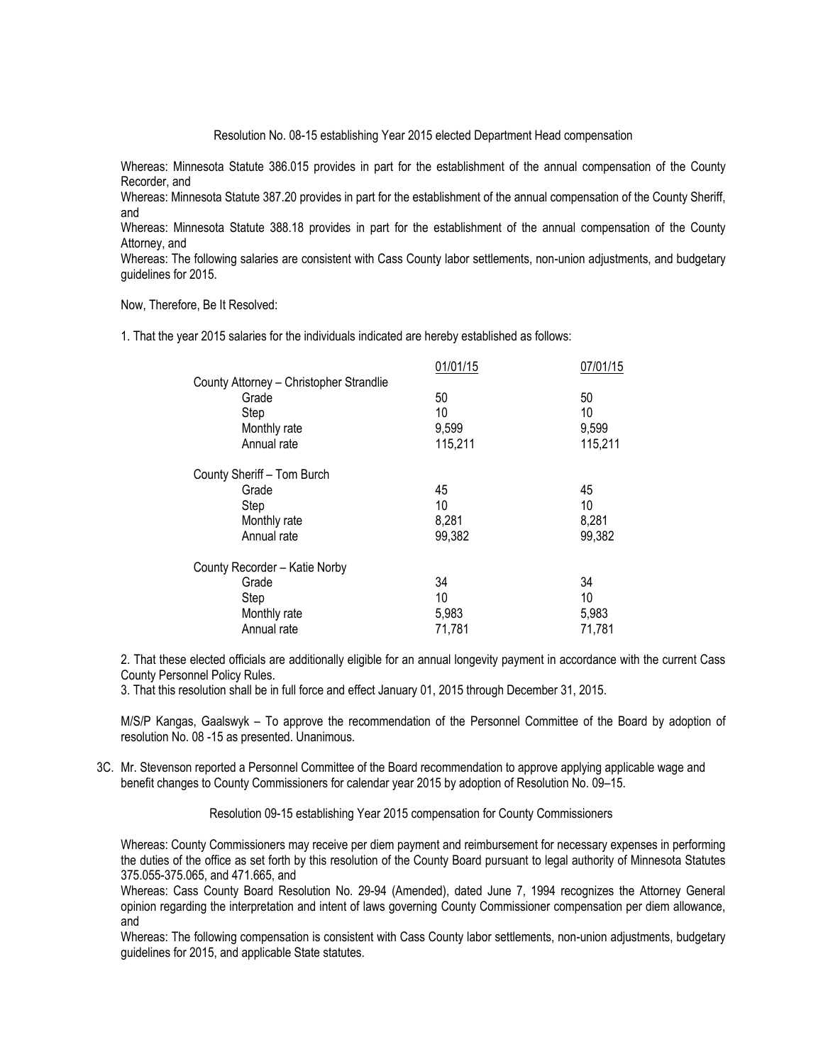Resolution No. 08-15 establishing Year 2015 elected Department Head compensation

Whereas: Minnesota Statute 386.015 provides in part for the establishment of the annual compensation of the County Recorder, and

Whereas: Minnesota Statute 387.20 provides in part for the establishment of the annual compensation of the County Sheriff, and

Whereas: Minnesota Statute 388.18 provides in part for the establishment of the annual compensation of the County Attorney, and

Whereas: The following salaries are consistent with Cass County labor settlements, non-union adjustments, and budgetary guidelines for 2015.

Now, Therefore, Be It Resolved:

1. That the year 2015 salaries for the individuals indicated are hereby established as follows:

| | 01/01/15 | 07/01/15 |
|---|---|---|
| County Attorney – Christopher Strandlie | | |
| Grade | 50 | 50 |
| Step | 10 | 10 |
| Monthly rate | 9,599 | 9,599 |
| Annual rate | 115,211 | 115,211 |
| County Sheriff – Tom Burch | | |
| Grade | 45 | 45 |
| Step | 10 | 10 |
| Monthly rate | 8,281 | 8,281 |
| Annual rate | 99,382 | 99,382 |
| County Recorder – Katie Norby | | |
| Grade | 34 | 34 |
| Step | 10 | 10 |
| Monthly rate | 5,983 | 5,983 |
| Annual rate | 71,781 | 71,781 |

2. That these elected officials are additionally eligible for an annual longevity payment in accordance with the current Cass County Personnel Policy Rules.

3. That this resolution shall be in full force and effect January 01, 2015 through December 31, 2015.

M/S/P Kangas, Gaalswyk – To approve the recommendation of the Personnel Committee of the Board by adoption of resolution No. 08 -15 as presented. Unanimous.

3C. Mr. Stevenson reported a Personnel Committee of the Board recommendation to approve applying applicable wage and benefit changes to County Commissioners for calendar year 2015 by adoption of Resolution No. 09–15.

Resolution 09-15 establishing Year 2015 compensation for County Commissioners

Whereas: County Commissioners may receive per diem payment and reimbursement for necessary expenses in performing the duties of the office as set forth by this resolution of the County Board pursuant to legal authority of Minnesota Statutes 375.055-375.065, and 471.665, and

Whereas: Cass County Board Resolution No. 29-94 (Amended), dated June 7, 1994 recognizes the Attorney General opinion regarding the interpretation and intent of laws governing County Commissioner compensation per diem allowance, and

Whereas: The following compensation is consistent with Cass County labor settlements, non-union adjustments, budgetary guidelines for 2015, and applicable State statutes.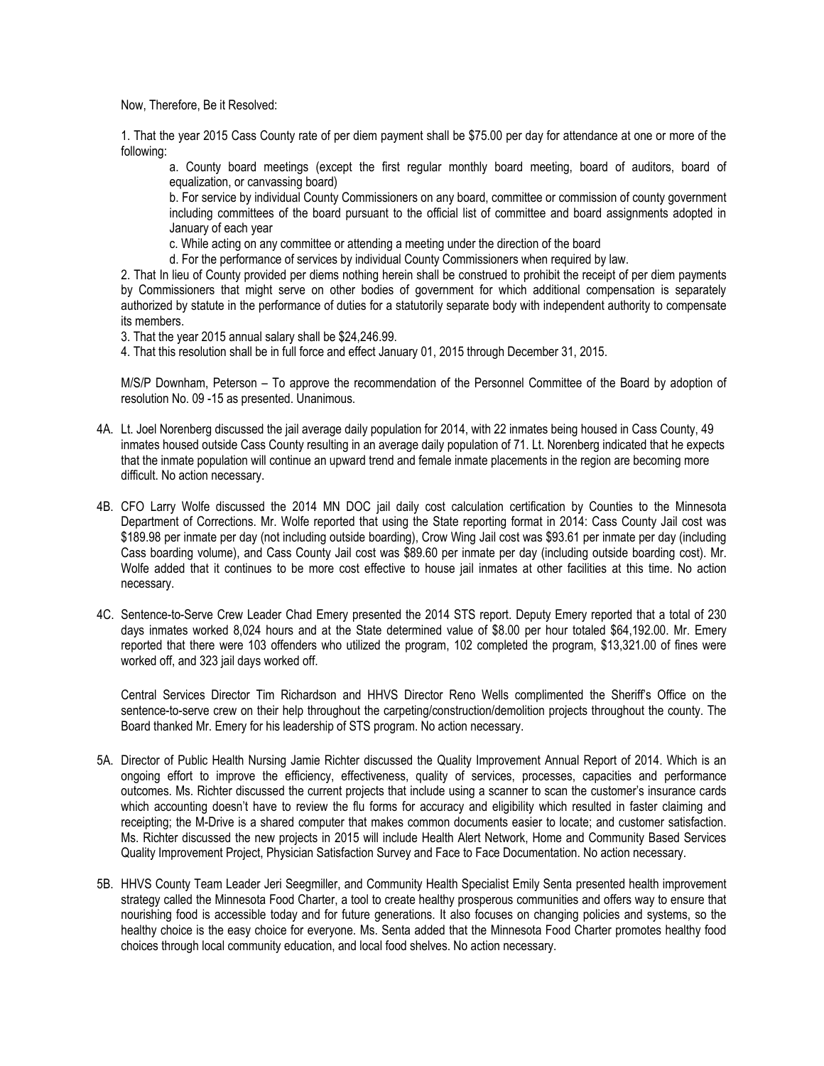Now, Therefore, Be it Resolved:

1. That the year 2015 Cass County rate of per diem payment shall be $75.00 per day for attendance at one or more of the following:

    a. County board meetings (except the first regular monthly board meeting, board of auditors, board of equalization, or canvassing board)

    b. For service by individual County Commissioners on any board, committee or commission of county government including committees of the board pursuant to the official list of committee and board assignments adopted in January of each year

    c. While acting on any committee or attending a meeting under the direction of the board

    d. For the performance of services by individual County Commissioners when required by law.

2. That In lieu of County provided per diems nothing herein shall be construed to prohibit the receipt of per diem payments by Commissioners that might serve on other bodies of government for which additional compensation is separately authorized by statute in the performance of duties for a statutorily separate body with independent authority to compensate its members.

3. That the year 2015 annual salary shall be $24,246.99.

4. That this resolution shall be in full force and effect January 01, 2015 through December 31, 2015.

M/S/P Downham, Peterson – To approve the recommendation of the Personnel Committee of the Board by adoption of resolution No. 09 -15 as presented. Unanimous.

4A. Lt. Joel Norenberg discussed the jail average daily population for 2014, with 22 inmates being housed in Cass County, 49 inmates housed outside Cass County resulting in an average daily population of 71. Lt. Norenberg indicated that he expects that the inmate population will continue an upward trend and female inmate placements in the region are becoming more difficult. No action necessary.

4B. CFO Larry Wolfe discussed the 2014 MN DOC jail daily cost calculation certification by Counties to the Minnesota Department of Corrections. Mr. Wolfe reported that using the State reporting format in 2014: Cass County Jail cost was $189.98 per inmate per day (not including outside boarding), Crow Wing Jail cost was $93.61 per inmate per day (including Cass boarding volume), and Cass County Jail cost was $89.60 per inmate per day (including outside boarding cost). Mr. Wolfe added that it continues to be more cost effective to house jail inmates at other facilities at this time. No action necessary.

4C. Sentence-to-Serve Crew Leader Chad Emery presented the 2014 STS report. Deputy Emery reported that a total of 230 days inmates worked 8,024 hours and at the State determined value of $8.00 per hour totaled $64,192.00. Mr. Emery reported that there were 103 offenders who utilized the program, 102 completed the program, $13,321.00 of fines were worked off, and 323 jail days worked off.

Central Services Director Tim Richardson and HHVS Director Reno Wells complimented the Sheriff's Office on the sentence-to-serve crew on their help throughout the carpeting/construction/demolition projects throughout the county. The Board thanked Mr. Emery for his leadership of STS program. No action necessary.

5A. Director of Public Health Nursing Jamie Richter discussed the Quality Improvement Annual Report of 2014. Which is an ongoing effort to improve the efficiency, effectiveness, quality of services, processes, capacities and performance outcomes. Ms. Richter discussed the current projects that include using a scanner to scan the customer's insurance cards which accounting doesn't have to review the flu forms for accuracy and eligibility which resulted in faster claiming and receipting; the M-Drive is a shared computer that makes common documents easier to locate; and customer satisfaction. Ms. Richter discussed the new projects in 2015 will include Health Alert Network, Home and Community Based Services Quality Improvement Project, Physician Satisfaction Survey and Face to Face Documentation. No action necessary.

5B. HHVS County Team Leader Jeri Seegmiller, and Community Health Specialist Emily Senta presented health improvement strategy called the Minnesota Food Charter, a tool to create healthy prosperous communities and offers way to ensure that nourishing food is accessible today and for future generations. It also focuses on changing policies and systems, so the healthy choice is the easy choice for everyone. Ms. Senta added that the Minnesota Food Charter promotes healthy food choices through local community education, and local food shelves. No action necessary.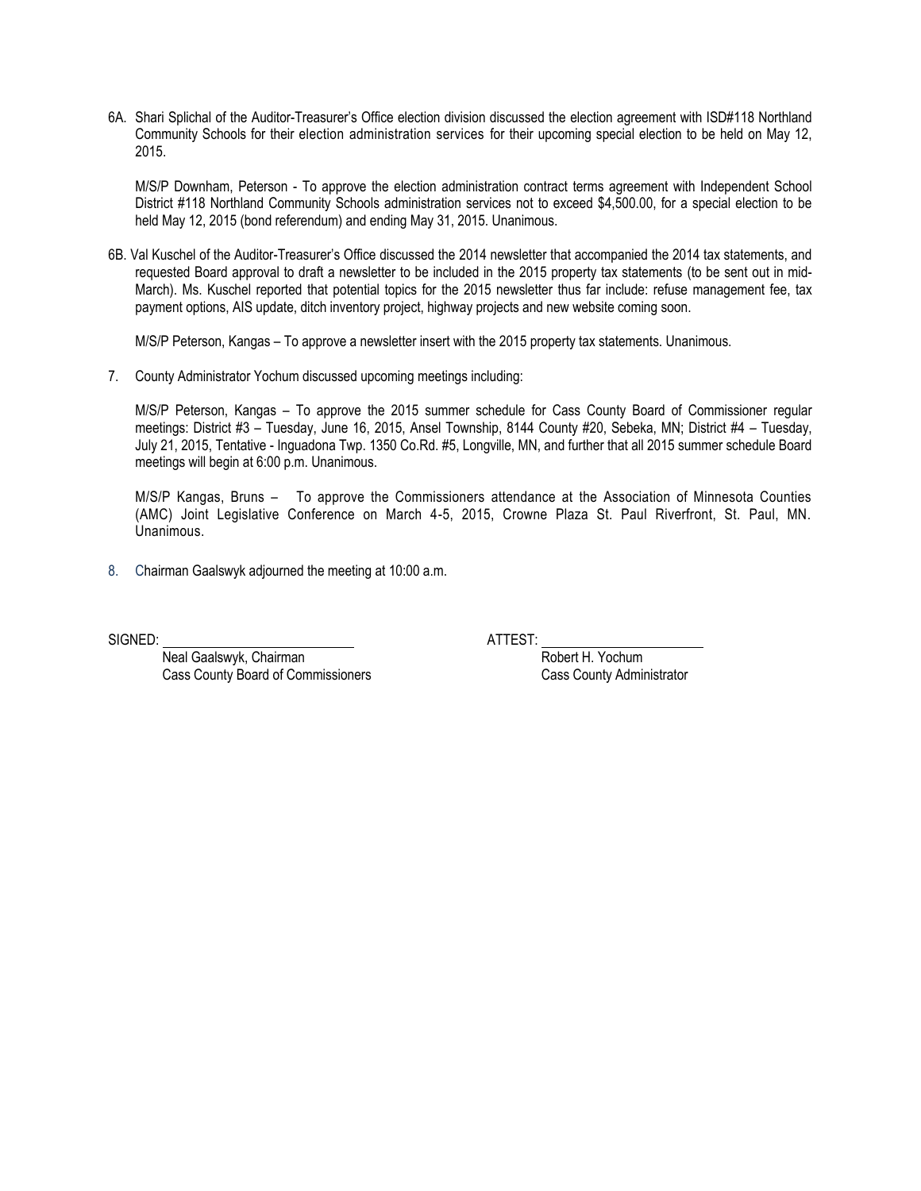6A. Shari Splichal of the Auditor-Treasurer's Office election division discussed the election agreement with ISD#118 Northland Community Schools for their election administration services for their upcoming special election to be held on May 12, 2015.

M/S/P Downham, Peterson - To approve the election administration contract terms agreement with Independent School District #118 Northland Community Schools administration services not to exceed $4,500.00, for a special election to be held May 12, 2015 (bond referendum) and ending May 31, 2015. Unanimous.

6B. Val Kuschel of the Auditor-Treasurer's Office discussed the 2014 newsletter that accompanied the 2014 tax statements, and requested Board approval to draft a newsletter to be included in the 2015 property tax statements (to be sent out in mid-March). Ms. Kuschel reported that potential topics for the 2015 newsletter thus far include: refuse management fee, tax payment options, AIS update, ditch inventory project, highway projects and new website coming soon.

M/S/P Peterson, Kangas – To approve a newsletter insert with the 2015 property tax statements. Unanimous.

7. County Administrator Yochum discussed upcoming meetings including:

M/S/P Peterson, Kangas – To approve the 2015 summer schedule for Cass County Board of Commissioner regular meetings: District #3 – Tuesday, June 16, 2015, Ansel Township, 8144 County #20, Sebeka, MN; District #4 – Tuesday, July 21, 2015, Tentative - Inguadona Twp. 1350 Co.Rd. #5, Longville, MN, and further that all 2015 summer schedule Board meetings will begin at 6:00 p.m. Unanimous.

M/S/P Kangas, Bruns – To approve the Commissioners attendance at the Association of Minnesota Counties (AMC) Joint Legislative Conference on March 4-5, 2015, Crowne Plaza St. Paul Riverfront, St. Paul, MN. Unanimous.

8. Chairman Gaalswyk adjourned the meeting at 10:00 a.m.

SIGNED: ____________________________
Neal Gaalswyk, Chairman
Cass County Board of Commissioners

ATTEST: ____________________________
Robert H. Yochum
Cass County Administrator